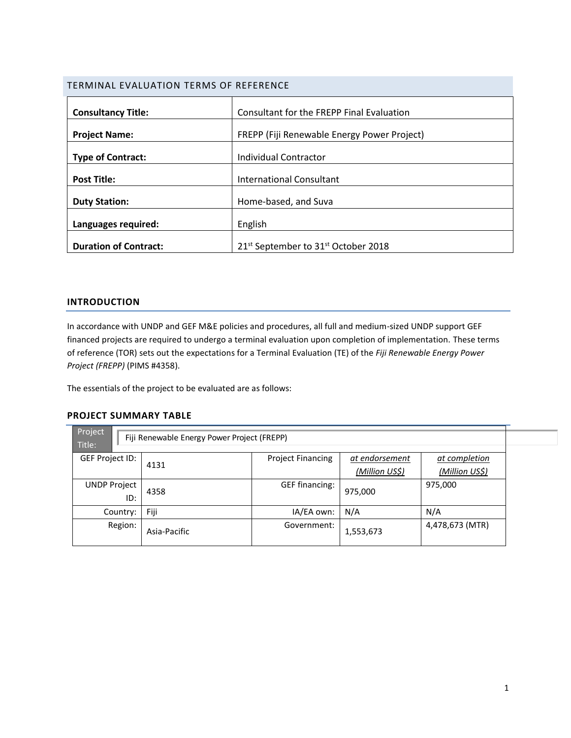## TERMINAL EVALUATION TERMS OF REFERENCE

| | |
|---|---|
| **Consultancy Title:** | Consultant for the FREPP Final Evaluation |
| **Project Name:** | FREPP (Fiji Renewable Energy Power Project) |
| **Type of Contract:** | Individual Contractor |
| **Post Title:** | International Consultant |
| **Duty Station:** | Home-based, and Suva |
| **Languages required:** | English |
| **Duration of Contract:** | 21st September to 31st October 2018 |

### INTRODUCTION

In accordance with UNDP and GEF M&E policies and procedures, all full and medium-sized UNDP support GEF financed projects are required to undergo a terminal evaluation upon completion of implementation. These terms of reference (TOR) sets out the expectations for a Terminal Evaluation (TE) of the *Fiji Renewable Energy Power Project (FREPP)* (PIMS #4358).

The essentials of the project to be evaluated are as follows:

### PROJECT SUMMARY TABLE

| Project Title: | Fiji Renewable Energy Power Project (FREPP) | | | |
|---|---|---|---|---|
| GEF Project ID: | 4131 | Project Financing | *at endorsement (Million US$)* | *at completion (Million US$)* |
| UNDP Project ID: | 4358 | GEF financing: | 975,000 | 975,000 |
| Country: | Fiji | IA/EA own: | N/A | N/A |
| Region: | Asia-Pacific | Government: | 1,553,673 | 4,478,673 (MTR) |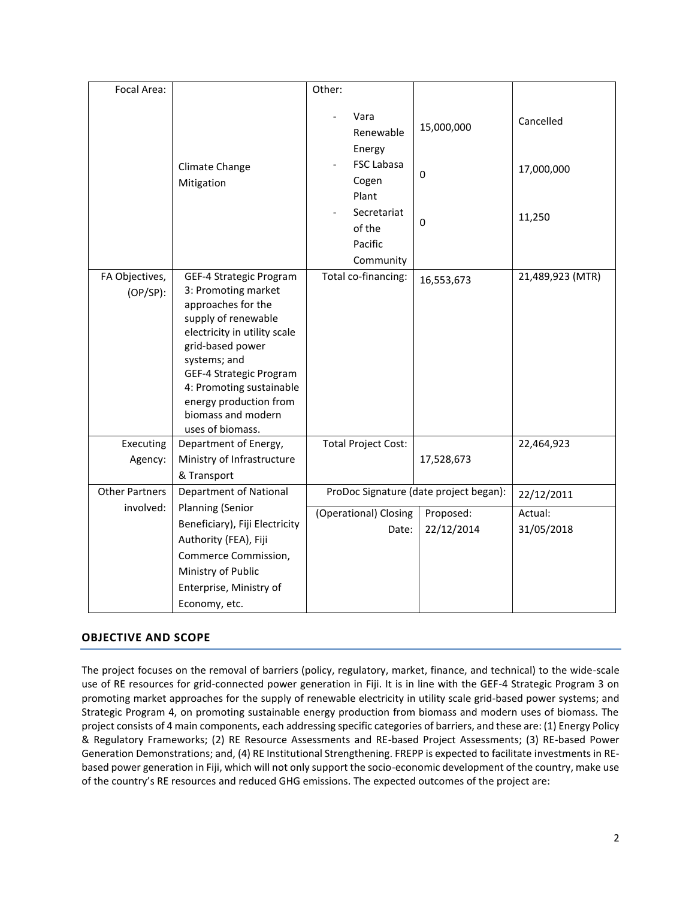| Focal Area: | Climate Change Mitigation | Other:<br>- Vara Renewable Energy<br>- FSC Labasa Cogen Plant<br>- Secretariat of the Pacific Community | <br>15,000,000<br><br>0<br><br>0 | <br>Cancelled<br><br>17,000,000<br><br>11,250 |
|---|---|---|---|---|
| FA Objectives, (OP/SP): | GEF-4 Strategic Program 3: Promoting market approaches for the supply of renewable electricity in utility scale grid-based power systems; and GEF-4 Strategic Program 4: Promoting sustainable energy production from biomass and modern uses of biomass. | Total co-financing: | 16,553,673 | 21,489,923 (MTR) |
| Executing Agency: | Department of Energy, Ministry of Infrastructure & Transport | Total Project Cost: | 17,528,673 | 22,464,923 |
| Other Partners involved: | Department of National Planning (Senior Beneficiary), Fiji Electricity Authority (FEA), Fiji Commerce Commission, Ministry of Public Enterprise, Ministry of Economy, etc. | ProDoc Signature (date project began): | | 22/12/2011 |
| | | (Operational) Closing Date: | Proposed: 22/12/2014 | Actual: 31/05/2018 |

## OBJECTIVE AND SCOPE

The project focuses on the removal of barriers (policy, regulatory, market, finance, and technical) to the wide-scale use of RE resources for grid-connected power generation in Fiji. It is in line with the GEF-4 Strategic Program 3 on promoting market approaches for the supply of renewable electricity in utility scale grid-based power systems; and Strategic Program 4, on promoting sustainable energy production from biomass and modern uses of biomass. The project consists of 4 main components, each addressing specific categories of barriers, and these are: (1) Energy Policy & Regulatory Frameworks; (2) RE Resource Assessments and RE-based Project Assessments; (3) RE-based Power Generation Demonstrations; and, (4) RE Institutional Strengthening. FREPP is expected to facilitate investments in RE-based power generation in Fiji, which will not only support the socio-economic development of the country, make use of the country's RE resources and reduced GHG emissions. The expected outcomes of the project are: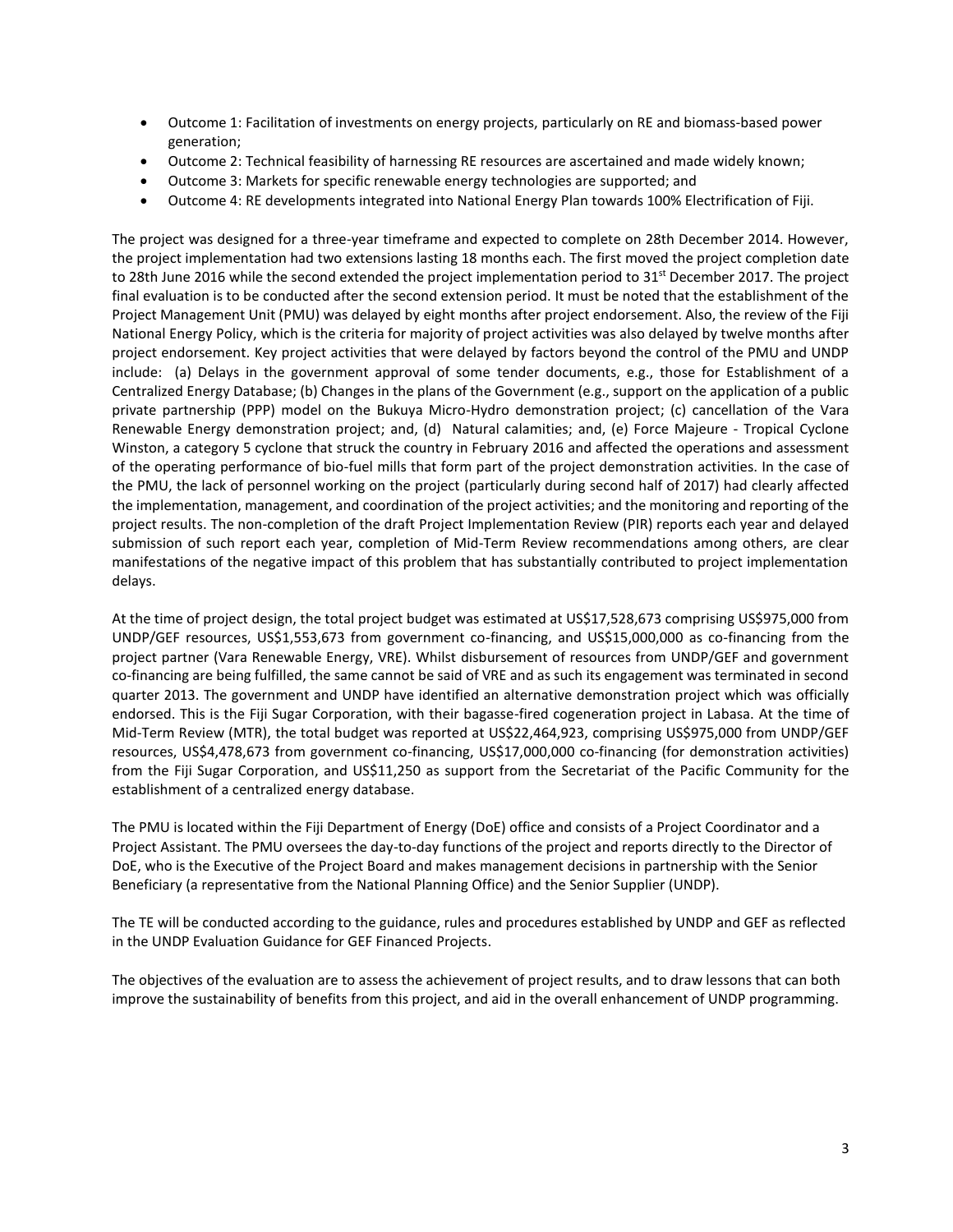- Outcome 1: Facilitation of investments on energy projects, particularly on RE and biomass-based power generation;
- Outcome 2: Technical feasibility of harnessing RE resources are ascertained and made widely known;
- Outcome 3: Markets for specific renewable energy technologies are supported; and
- Outcome 4: RE developments integrated into National Energy Plan towards 100% Electrification of Fiji.

The project was designed for a three-year timeframe and expected to complete on 28th December 2014. However, the project implementation had two extensions lasting 18 months each. The first moved the project completion date to 28th June 2016 while the second extended the project implementation period to 31st December 2017. The project final evaluation is to be conducted after the second extension period. It must be noted that the establishment of the Project Management Unit (PMU) was delayed by eight months after project endorsement. Also, the review of the Fiji National Energy Policy, which is the criteria for majority of project activities was also delayed by twelve months after project endorsement. Key project activities that were delayed by factors beyond the control of the PMU and UNDP include: (a) Delays in the government approval of some tender documents, e.g., those for Establishment of a Centralized Energy Database; (b) Changes in the plans of the Government (e.g., support on the application of a public private partnership (PPP) model on the Bukuya Micro-Hydro demonstration project; (c) cancellation of the Vara Renewable Energy demonstration project; and, (d) Natural calamities; and, (e) Force Majeure - Tropical Cyclone Winston, a category 5 cyclone that struck the country in February 2016 and affected the operations and assessment of the operating performance of bio-fuel mills that form part of the project demonstration activities. In the case of the PMU, the lack of personnel working on the project (particularly during second half of 2017) had clearly affected the implementation, management, and coordination of the project activities; and the monitoring and reporting of the project results. The non-completion of the draft Project Implementation Review (PIR) reports each year and delayed submission of such report each year, completion of Mid-Term Review recommendations among others, are clear manifestations of the negative impact of this problem that has substantially contributed to project implementation delays.

At the time of project design, the total project budget was estimated at US$17,528,673 comprising US$975,000 from UNDP/GEF resources, US$1,553,673 from government co-financing, and US$15,000,000 as co-financing from the project partner (Vara Renewable Energy, VRE). Whilst disbursement of resources from UNDP/GEF and government co-financing are being fulfilled, the same cannot be said of VRE and as such its engagement was terminated in second quarter 2013. The government and UNDP have identified an alternative demonstration project which was officially endorsed. This is the Fiji Sugar Corporation, with their bagasse-fired cogeneration project in Labasa. At the time of Mid-Term Review (MTR), the total budget was reported at US$22,464,923, comprising US$975,000 from UNDP/GEF resources, US$4,478,673 from government co-financing, US$17,000,000 co-financing (for demonstration activities) from the Fiji Sugar Corporation, and US$11,250 as support from the Secretariat of the Pacific Community for the establishment of a centralized energy database.

The PMU is located within the Fiji Department of Energy (DoE) office and consists of a Project Coordinator and a Project Assistant. The PMU oversees the day-to-day functions of the project and reports directly to the Director of DoE, who is the Executive of the Project Board and makes management decisions in partnership with the Senior Beneficiary (a representative from the National Planning Office) and the Senior Supplier (UNDP).

The TE will be conducted according to the guidance, rules and procedures established by UNDP and GEF as reflected in the UNDP Evaluation Guidance for GEF Financed Projects.

The objectives of the evaluation are to assess the achievement of project results, and to draw lessons that can both improve the sustainability of benefits from this project, and aid in the overall enhancement of UNDP programming.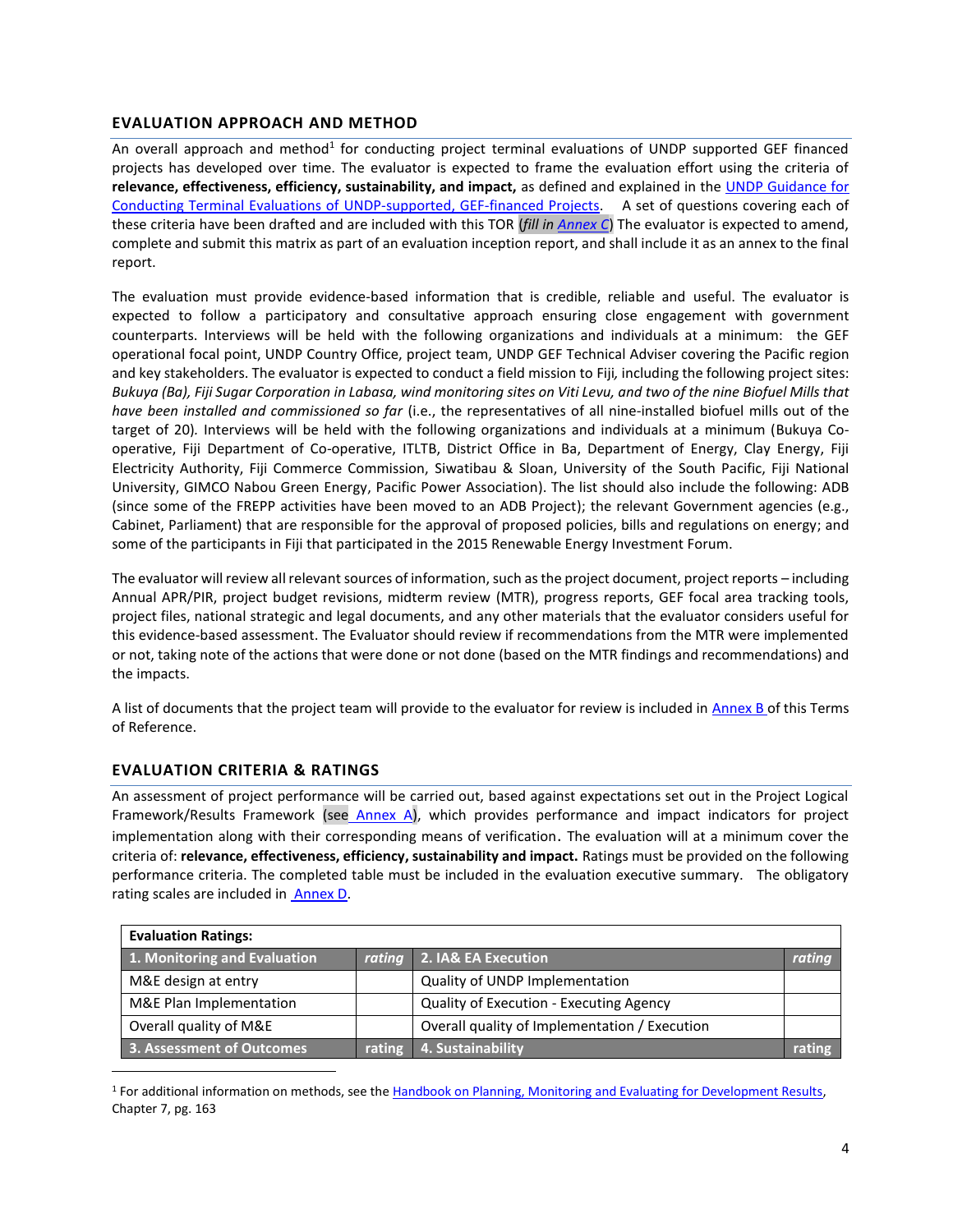## EVALUATION APPROACH AND METHOD

An overall approach and method[1] for conducting project terminal evaluations of UNDP supported GEF financed projects has developed over time. The evaluator is expected to frame the evaluation effort using the criteria of **relevance, effectiveness, efficiency, sustainability, and impact,** as defined and explained in the UNDP Guidance for Conducting Terminal Evaluations of UNDP-supported, GEF-financed Projects. A set of questions covering each of these criteria have been drafted and are included with this TOR (*fill in Annex C*) The evaluator is expected to amend, complete and submit this matrix as part of an evaluation inception report, and shall include it as an annex to the final report.

The evaluation must provide evidence-based information that is credible, reliable and useful. The evaluator is expected to follow a participatory and consultative approach ensuring close engagement with government counterparts. Interviews will be held with the following organizations and individuals at a minimum: the GEF operational focal point, UNDP Country Office, project team, UNDP GEF Technical Adviser covering the Pacific region and key stakeholders. The evaluator is expected to conduct a field mission to Fiji, including the following project sites: *Bukuya (Ba), Fiji Sugar Corporation in Labasa, wind monitoring sites on Viti Levu, and two of the nine Biofuel Mills that have been installed and commissioned so far* (i.e., the representatives of all nine-installed biofuel mills out of the target of 20). Interviews will be held with the following organizations and individuals at a minimum (Bukuya Co-operative, Fiji Department of Co-operative, ITLTB, District Office in Ba, Department of Energy, Clay Energy, Fiji Electricity Authority, Fiji Commerce Commission, Siwatibau & Sloan, University of the South Pacific, Fiji National University, GIMCO Nabou Green Energy, Pacific Power Association). The list should also include the following: ADB (since some of the FREPP activities have been moved to an ADB Project); the relevant Government agencies (e.g., Cabinet, Parliament) that are responsible for the approval of proposed policies, bills and regulations on energy; and some of the participants in Fiji that participated in the 2015 Renewable Energy Investment Forum.

The evaluator will review all relevant sources of information, such as the project document, project reports – including Annual APR/PIR, project budget revisions, midterm review (MTR), progress reports, GEF focal area tracking tools, project files, national strategic and legal documents, and any other materials that the evaluator considers useful for this evidence-based assessment. The Evaluator should review if recommendations from the MTR were implemented or not, taking note of the actions that were done or not done (based on the MTR findings and recommendations) and the impacts.

A list of documents that the project team will provide to the evaluator for review is included in Annex B of this Terms of Reference.

## EVALUATION CRITERIA & RATINGS

An assessment of project performance will be carried out, based against expectations set out in the Project Logical Framework/Results Framework (see Annex A), which provides performance and impact indicators for project implementation along with their corresponding means of verification. The evaluation will at a minimum cover the criteria of: **relevance, effectiveness, efficiency, sustainability and impact.** Ratings must be provided on the following performance criteria. The completed table must be included in the evaluation executive summary. The obligatory rating scales are included in Annex D.

| **Evaluation Ratings:** | | | |
|---|---|---|---|
| **1. Monitoring and Evaluation** | ***rating*** | **2. IA& EA Execution** | ***rating*** |
| M&E design at entry | | Quality of UNDP Implementation | |
| M&E Plan Implementation | | Quality of Execution - Executing Agency | |
| Overall quality of M&E | | Overall quality of Implementation / Execution | |
| **3. Assessment of Outcomes** | **rating** | **4. Sustainability** | **rating** |

[1] For additional information on methods, see the Handbook on Planning, Monitoring and Evaluating for Development Results, Chapter 7, pg. 163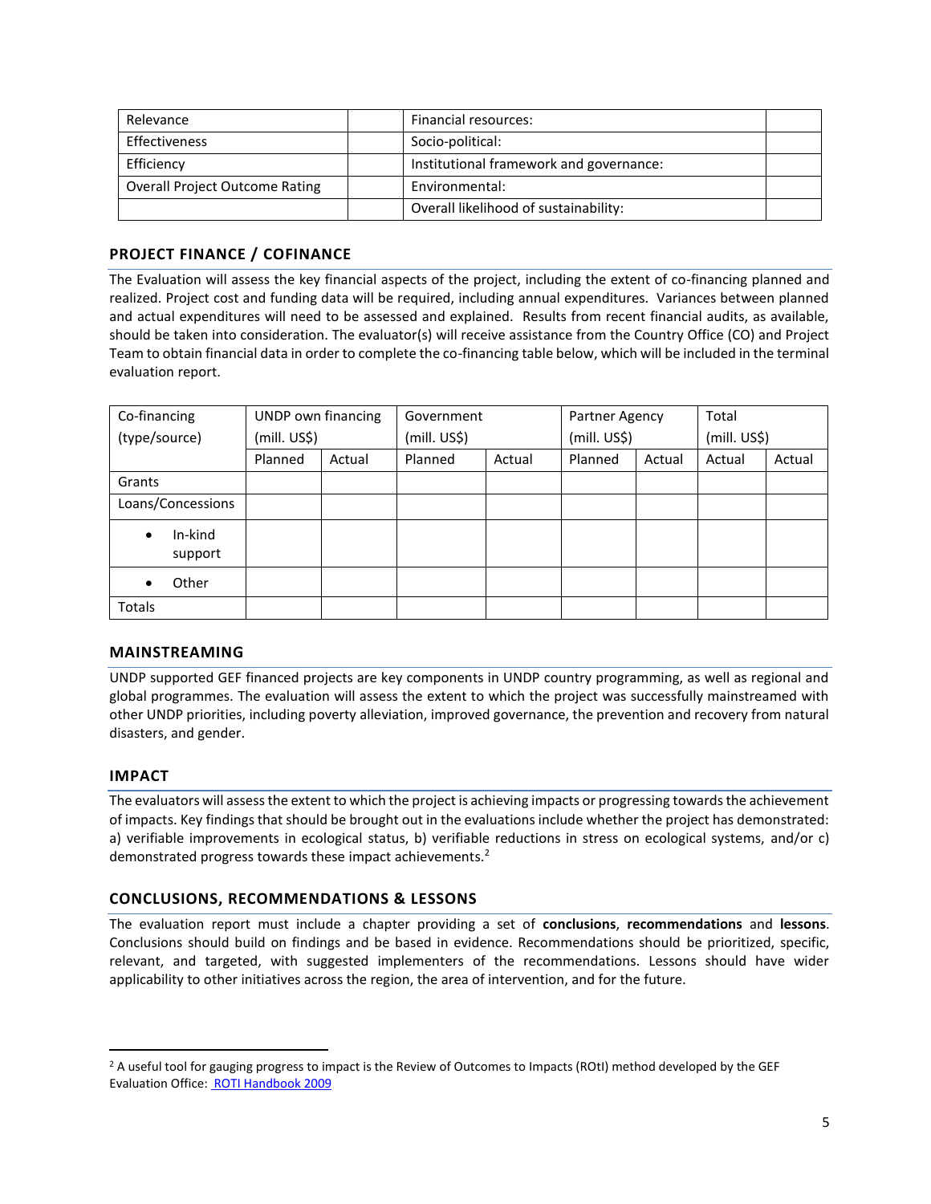| Relevance | | Financial resources: | |
|---|---|---|---|
| Effectiveness | | Socio-political: | |
| Efficiency | | Institutional framework and governance: | |
| Overall Project Outcome Rating | | Environmental: | |
| | | Overall likelihood of sustainability: | |

## PROJECT FINANCE / COFINANCE

The Evaluation will assess the key financial aspects of the project, including the extent of co-financing planned and realized. Project cost and funding data will be required, including annual expenditures. Variances between planned and actual expenditures will need to be assessed and explained. Results from recent financial audits, as available, should be taken into consideration. The evaluator(s) will receive assistance from the Country Office (CO) and Project Team to obtain financial data in order to complete the co-financing table below, which will be included in the terminal evaluation report.

| Co-financing (type/source) | UNDP own financing (mill. US$) | | Government (mill. US$) | | Partner Agency (mill. US$) | | Total (mill. US$) | |
|---|---|---|---|---|---|---|---|---|
| | Planned | Actual | Planned | Actual | Planned | Actual | Actual | Actual |
| Grants | | | | | | | | |
| Loans/Concessions | | | | | | | | |
| • In-kind support | | | | | | | | |
| • Other | | | | | | | | |
| Totals | | | | | | | | |

## MAINSTREAMING

UNDP supported GEF financed projects are key components in UNDP country programming, as well as regional and global programmes. The evaluation will assess the extent to which the project was successfully mainstreamed with other UNDP priorities, including poverty alleviation, improved governance, the prevention and recovery from natural disasters, and gender.

## IMPACT

The evaluators will assess the extent to which the project is achieving impacts or progressing towards the achievement of impacts. Key findings that should be brought out in the evaluations include whether the project has demonstrated: a) verifiable improvements in ecological status, b) verifiable reductions in stress on ecological systems, and/or c) demonstrated progress towards these impact achievements.[2]

## CONCLUSIONS, RECOMMENDATIONS & LESSONS

The evaluation report must include a chapter providing a set of **conclusions**, **recommendations** and **lessons**. Conclusions should build on findings and be based in evidence. Recommendations should be prioritized, specific, relevant, and targeted, with suggested implementers of the recommendations. Lessons should have wider applicability to other initiatives across the region, the area of intervention, and for the future.

---

[2] A useful tool for gauging progress to impact is the Review of Outcomes to Impacts (ROtI) method developed by the GEF Evaluation Office: ROTI Handbook 2009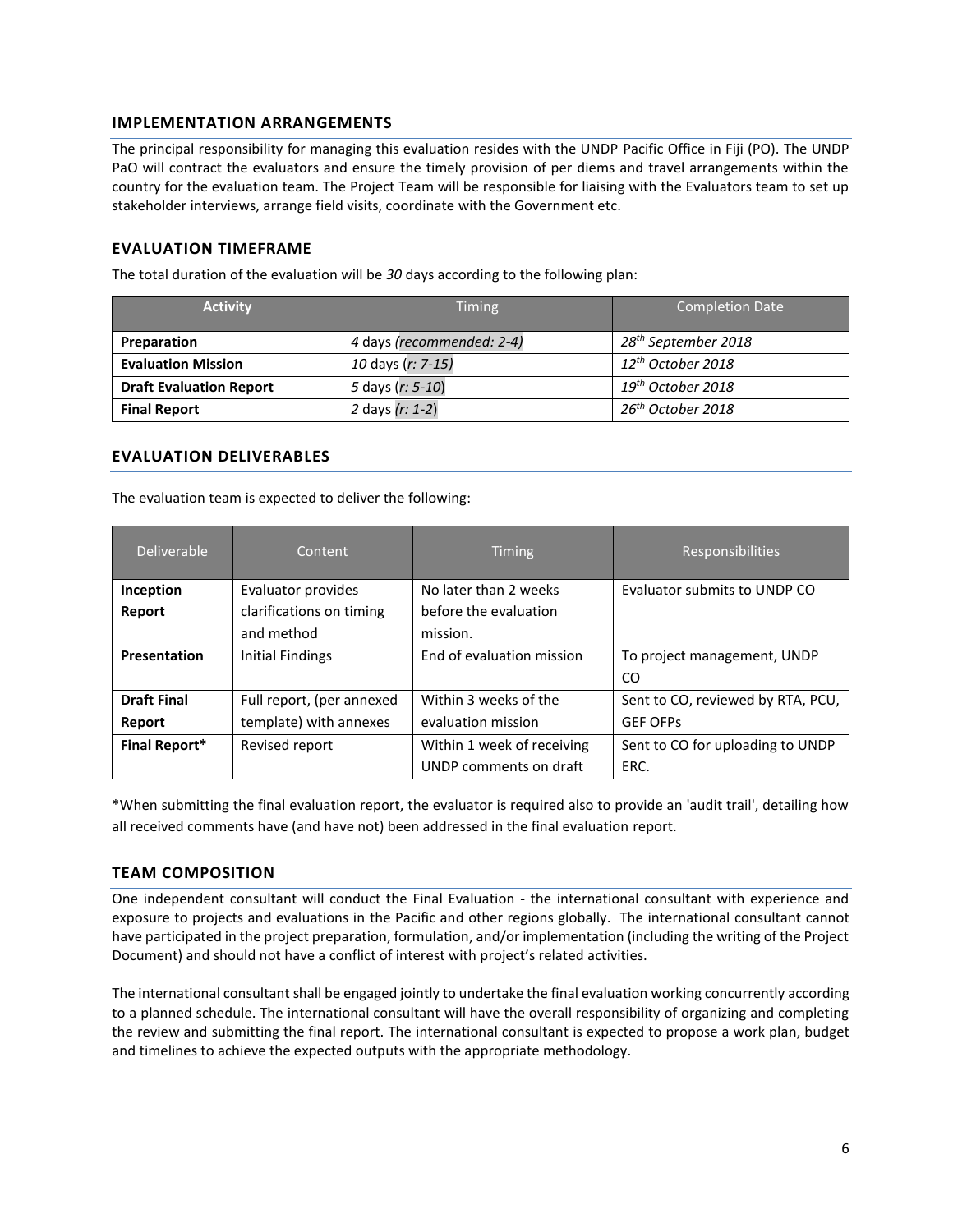## IMPLEMENTATION ARRANGEMENTS

The principal responsibility for managing this evaluation resides with the UNDP Pacific Office in Fiji (PO). The UNDP PaO will contract the evaluators and ensure the timely provision of per diems and travel arrangements within the country for the evaluation team. The Project Team will be responsible for liaising with the Evaluators team to set up stakeholder interviews, arrange field visits, coordinate with the Government etc.

## EVALUATION TIMEFRAME

The total duration of the evaluation will be *30* days according to the following plan:

| Activity | Timing | Completion Date |
|---|---|---|
| **Preparation** | *4* days *(recommended: 2-4)* | *28th September 2018* |
| **Evaluation Mission** | *10* days (*r: 7-15)* | *12th October 2018* |
| **Draft Evaluation Report** | *5* days (*r: 5-10*) | *19th October 2018* |
| **Final Report** | *2* days *(r: 1-2)* | *26th October 2018* |

## EVALUATION DELIVERABLES

The evaluation team is expected to deliver the following:

| Deliverable | Content | Timing | Responsibilities |
|---|---|---|---|
| **Inception Report** | Evaluator provides clarifications on timing and method | No later than 2 weeks before the evaluation mission. | Evaluator submits to UNDP CO |
| **Presentation** | Initial Findings | End of evaluation mission | To project management, UNDP CO |
| **Draft Final Report** | Full report, (per annexed template) with annexes | Within 3 weeks of the evaluation mission | Sent to CO, reviewed by RTA, PCU, GEF OFPs |
| **Final Report*** | Revised report | Within 1 week of receiving UNDP comments on draft | Sent to CO for uploading to UNDP ERC. |

*When submitting the final evaluation report, the evaluator is required also to provide an 'audit trail', detailing how all received comments have (and have not) been addressed in the final evaluation report.

## TEAM COMPOSITION

One independent consultant will conduct the Final Evaluation - the international consultant with experience and exposure to projects and evaluations in the Pacific and other regions globally. The international consultant cannot have participated in the project preparation, formulation, and/or implementation (including the writing of the Project Document) and should not have a conflict of interest with project's related activities.

The international consultant shall be engaged jointly to undertake the final evaluation working concurrently according to a planned schedule. The international consultant will have the overall responsibility of organizing and completing the review and submitting the final report. The international consultant is expected to propose a work plan, budget and timelines to achieve the expected outputs with the appropriate methodology.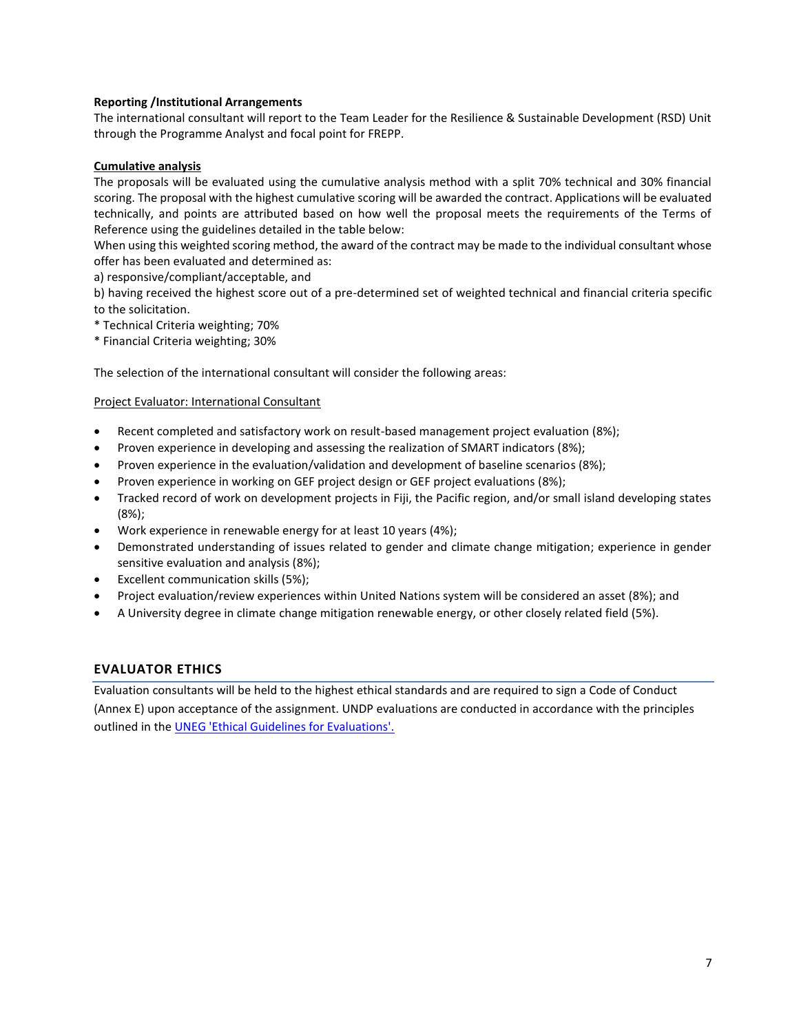**Reporting /Institutional Arrangements**
The international consultant will report to the Team Leader for the Resilience & Sustainable Development (RSD) Unit through the Programme Analyst and focal point for FREPP.

**Cumulative analysis**
The proposals will be evaluated using the cumulative analysis method with a split 70% technical and 30% financial scoring. The proposal with the highest cumulative scoring will be awarded the contract. Applications will be evaluated technically, and points are attributed based on how well the proposal meets the requirements of the Terms of Reference using the guidelines detailed in the table below:
When using this weighted scoring method, the award of the contract may be made to the individual consultant whose offer has been evaluated and determined as:
a) responsive/compliant/acceptable, and
b) having received the highest score out of a pre-determined set of weighted technical and financial criteria specific to the solicitation.
* Technical Criteria weighting; 70%
* Financial Criteria weighting; 30%

The selection of the international consultant will consider the following areas:

Project Evaluator: International Consultant

- Recent completed and satisfactory work on result-based management project evaluation (8%);
- Proven experience in developing and assessing the realization of SMART indicators (8%);
- Proven experience in the evaluation/validation and development of baseline scenarios (8%);
- Proven experience in working on GEF project design or GEF project evaluations (8%);
- Tracked record of work on development projects in Fiji, the Pacific region, and/or small island developing states (8%);
- Work experience in renewable energy for at least 10 years (4%);
- Demonstrated understanding of issues related to gender and climate change mitigation; experience in gender sensitive evaluation and analysis (8%);
- Excellent communication skills (5%);
- Project evaluation/review experiences within United Nations system will be considered an asset (8%); and
- A University degree in climate change mitigation renewable energy, or other closely related field (5%).

## EVALUATOR ETHICS

Evaluation consultants will be held to the highest ethical standards and are required to sign a Code of Conduct (Annex E) upon acceptance of the assignment. UNDP evaluations are conducted in accordance with the principles outlined in the UNEG 'Ethical Guidelines for Evaluations'.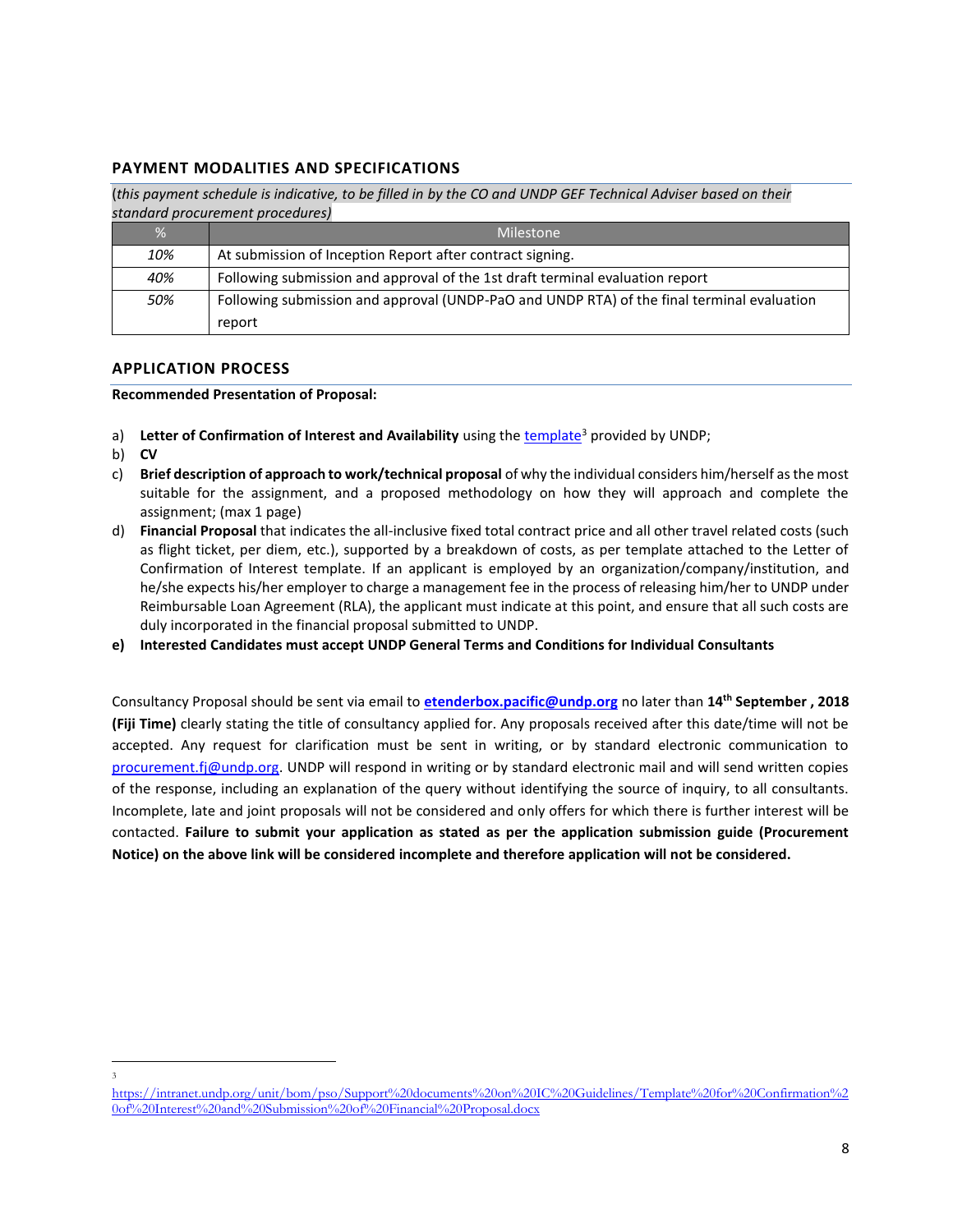## PAYMENT MODALITIES AND SPECIFICATIONS

(*this payment schedule is indicative, to be filled in by the CO and UNDP GEF Technical Adviser based on their standard procurement procedures)*

| % | Milestone |
|---|---|
| *10%* | At submission of Inception Report after contract signing. |
| *40%* | Following submission and approval of the 1st draft terminal evaluation report |
| *50%* | Following submission and approval (UNDP-PaO and UNDP RTA) of the final terminal evaluation report |

## APPLICATION PROCESS

**Recommended Presentation of Proposal:**

a) **Letter of Confirmation of Interest and Availability** using the template[3] provided by UNDP;

b) **CV**

c) **Brief description of approach to work/technical proposal** of why the individual considers him/herself as the most suitable for the assignment, and a proposed methodology on how they will approach and complete the assignment; (max 1 page)

d) **Financial Proposal** that indicates the all-inclusive fixed total contract price and all other travel related costs (such as flight ticket, per diem, etc.), supported by a breakdown of costs, as per template attached to the Letter of Confirmation of Interest template. If an applicant is employed by an organization/company/institution, and he/she expects his/her employer to charge a management fee in the process of releasing him/her to UNDP under Reimbursable Loan Agreement (RLA), the applicant must indicate at this point, and ensure that all such costs are duly incorporated in the financial proposal submitted to UNDP.

**e) Interested Candidates must accept UNDP General Terms and Conditions for Individual Consultants**

Consultancy Proposal should be sent via email to **etenderbox.pacific@undp.org** no later than **14th September , 2018 (Fiji Time)** clearly stating the title of consultancy applied for. Any proposals received after this date/time will not be accepted. Any request for clarification must be sent in writing, or by standard electronic communication to procurement.fj@undp.org. UNDP will respond in writing or by standard electronic mail and will send written copies of the response, including an explanation of the query without identifying the source of inquiry, to all consultants. Incomplete, late and joint proposals will not be considered and only offers for which there is further interest will be contacted. **Failure to submit your application as stated as per the application submission guide (Procurement Notice) on the above link will be considered incomplete and therefore application will not be considered.**

---

[3] https://intranet.undp.org/unit/bom/pso/Support%20documents%20on%20IC%20Guidelines/Template%20for%20Confirmation%20of%20Interest%20and%20Submission%20of%20Financial%20Proposal.docx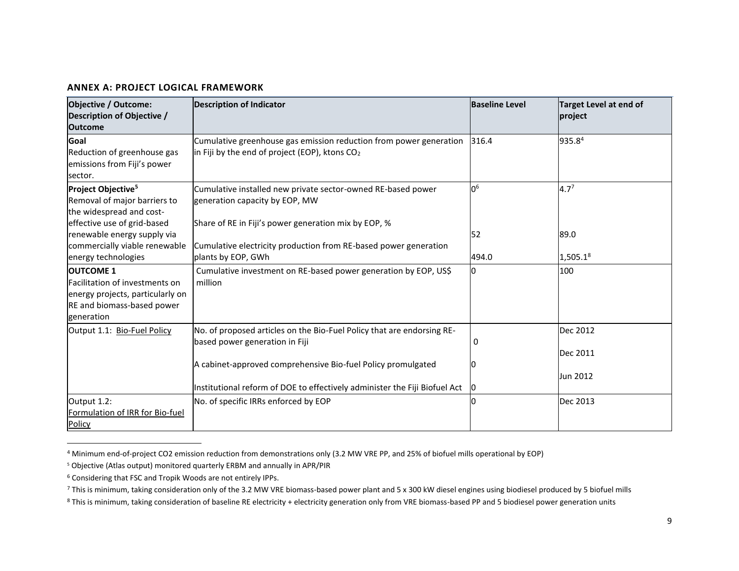### ANNEX A: PROJECT LOGICAL FRAMEWORK

| Objective / Outcome: Description of Objective / Outcome | Description of Indicator | Baseline Level | Target Level at end of project |
|---|---|---|---|
| **Goal**<br>Reduction of greenhouse gas emissions from Fiji's power sector. | Cumulative greenhouse gas emission reduction from power generation in Fiji by the end of project (EOP), ktons $CO_2$ | 316.4 | 935.8[4] |
| **Project Objective[5]**<br>Removal of major barriers to the widespread and cost-effective use of grid-based renewable energy supply via commercially viable renewable energy technologies | Cumulative installed new private sector-owned RE-based power generation capacity by EOP, MW<br><br>Share of RE in Fiji's power generation mix by EOP, %<br><br>Cumulative electricity production from RE-based power generation plants by EOP, GWh | 0[6]<br><br>52<br><br>494.0 | 4.7[7]<br><br>89.0<br><br>1,505.1[8] |
| **OUTCOME 1**<br>Facilitation of investments on energy projects, particularly on RE and biomass-based power generation | Cumulative investment on RE-based power generation by EOP, US$ million | 0 | 100 |
| Output 1.1: Bio-Fuel Policy | No. of proposed articles on the Bio-Fuel Policy that are endorsing RE-based power generation in Fiji<br><br>A cabinet-approved comprehensive Bio-fuel Policy promulgated<br><br>Institutional reform of DOE to effectively administer the Fiji Biofuel Act | 0<br><br>0<br><br>0 | Dec 2012<br><br>Dec 2011<br><br>Jun 2012 |
| Output 1.2: Formulation of IRR for Bio-fuel Policy | No. of specific IRRs enforced by EOP | 0 | Dec 2013 |

[4] Minimum end-of-project CO2 emission reduction from demonstrations only (3.2 MW VRE PP, and 25% of biofuel mills operational by EOP)

[5] Objective (Atlas output) monitored quarterly ERBM and annually in APR/PIR

[6] Considering that FSC and Tropik Woods are not entirely IPPs.

[7] This is minimum, taking consideration only of the 3.2 MW VRE biomass-based power plant and 5 x 300 kW diesel engines using biodiesel produced by 5 biofuel mills

[8] This is minimum, taking consideration of baseline RE electricity + electricity generation only from VRE biomass-based PP and 5 biodiesel power generation units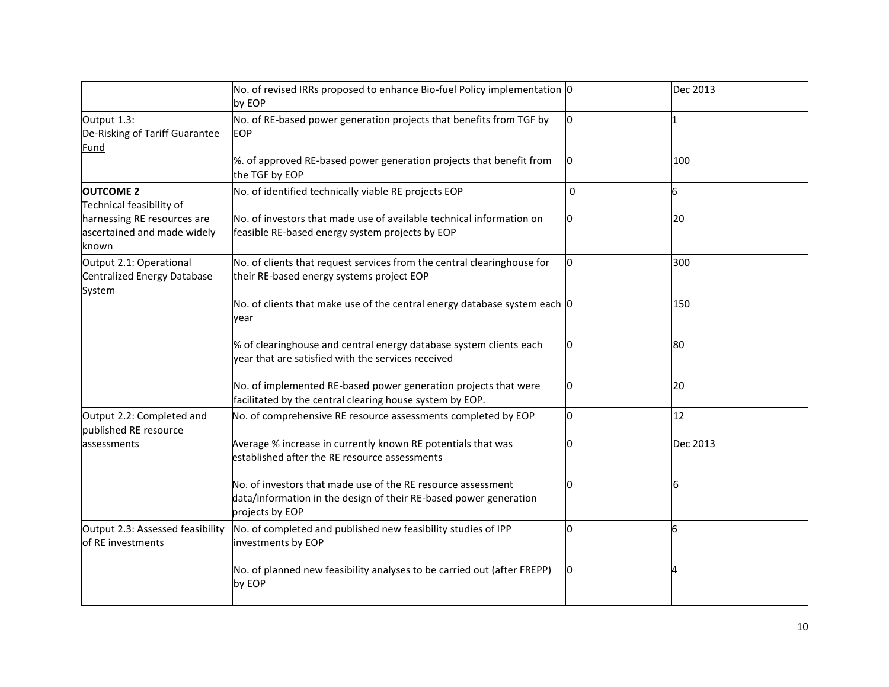| | | | |
|---|---|---|---|
| | No. of revised IRRs proposed to enhance Bio-fuel Policy implementation by EOP | 0 | Dec 2013 |
| Output 1.3: De-Risking of Tariff Guarantee Fund | No. of RE-based power generation projects that benefits from TGF by EOP | 0 | 1 |
| | %. of approved RE-based power generation projects that benefit from the TGF by EOP | 0 | 100 |
| **OUTCOME 2** Technical feasibility of harnessing RE resources are ascertained and made widely known | No. of identified technically viable RE projects EOP | 0 | 6 |
| | No. of investors that made use of available technical information on feasible RE-based energy system projects by EOP | 0 | 20 |
| Output 2.1: Operational Centralized Energy Database System | No. of clients that request services from the central clearinghouse for their RE-based energy systems project EOP | 0 | 300 |
| | No. of clients that make use of the central energy database system each year | 0 | 150 |
| | % of clearinghouse and central energy database system clients each year that are satisfied with the services received | 0 | 80 |
| | No. of implemented RE-based power generation projects that were facilitated by the central clearing house system by EOP. | 0 | 20 |
| Output 2.2: Completed and published RE resource assessments | No. of comprehensive RE resource assessments completed by EOP | 0 | 12 |
| | Average % increase in currently known RE potentials that was established after the RE resource assessments | 0 | Dec 2013 |
| | No. of investors that made use of the RE resource assessment data/information in the design of their RE-based power generation projects by EOP | 0 | 6 |
| Output 2.3: Assessed feasibility of RE investments | No. of completed and published new feasibility studies of IPP investments by EOP | 0 | 6 |
| | No. of planned new feasibility analyses to be carried out (after FREPP) by EOP | 0 | 4 |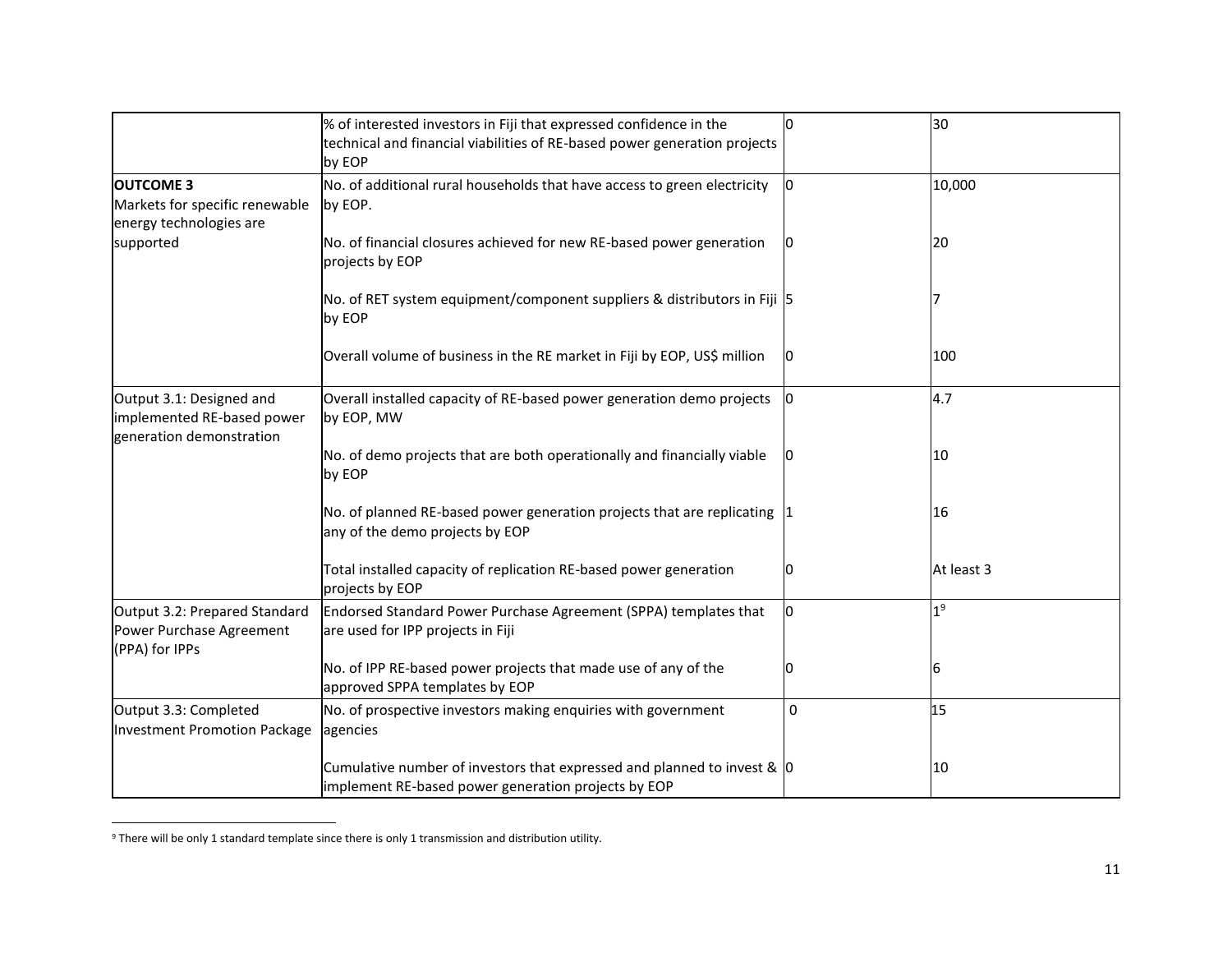| | | | |
|---|---|---|---|
| | % of interested investors in Fiji that expressed confidence in the technical and financial viabilities of RE-based power generation projects by EOP | 0 | 30 |
| **OUTCOME 3** Markets for specific renewable energy technologies are supported | No. of additional rural households that have access to green electricity by EOP. | 0 | 10,000 |
| | No. of financial closures achieved for new RE-based power generation projects by EOP | 0 | 20 |
| | No. of RET system equipment/component suppliers & distributors in Fiji by EOP | 5 | 7 |
| | Overall volume of business in the RE market in Fiji by EOP, US$ million | 0 | 100 |
| Output 3.1: Designed and implemented RE-based power generation demonstration | Overall installed capacity of RE-based power generation demo projects by EOP, MW | 0 | 4.7 |
| | No. of demo projects that are both operationally and financially viable by EOP | 0 | 10 |
| | No. of planned RE-based power generation projects that are replicating any of the demo projects by EOP | 1 | 16 |
| | Total installed capacity of replication RE-based power generation projects by EOP | 0 | At least 3 |
| Output 3.2: Prepared Standard Power Purchase Agreement (PPA) for IPPs | Endorsed Standard Power Purchase Agreement (SPPA) templates that are used for IPP projects in Fiji | 0 | 1[9] |
| | No. of IPP RE-based power projects that made use of any of the approved SPPA templates by EOP | 0 | 6 |
| Output 3.3: Completed Investment Promotion Package | No. of prospective investors making enquiries with government agencies | 0 | 15 |
| | Cumulative number of investors that expressed and planned to invest & implement RE-based power generation projects by EOP | 0 | 10 |

[9] There will be only 1 standard template since there is only 1 transmission and distribution utility.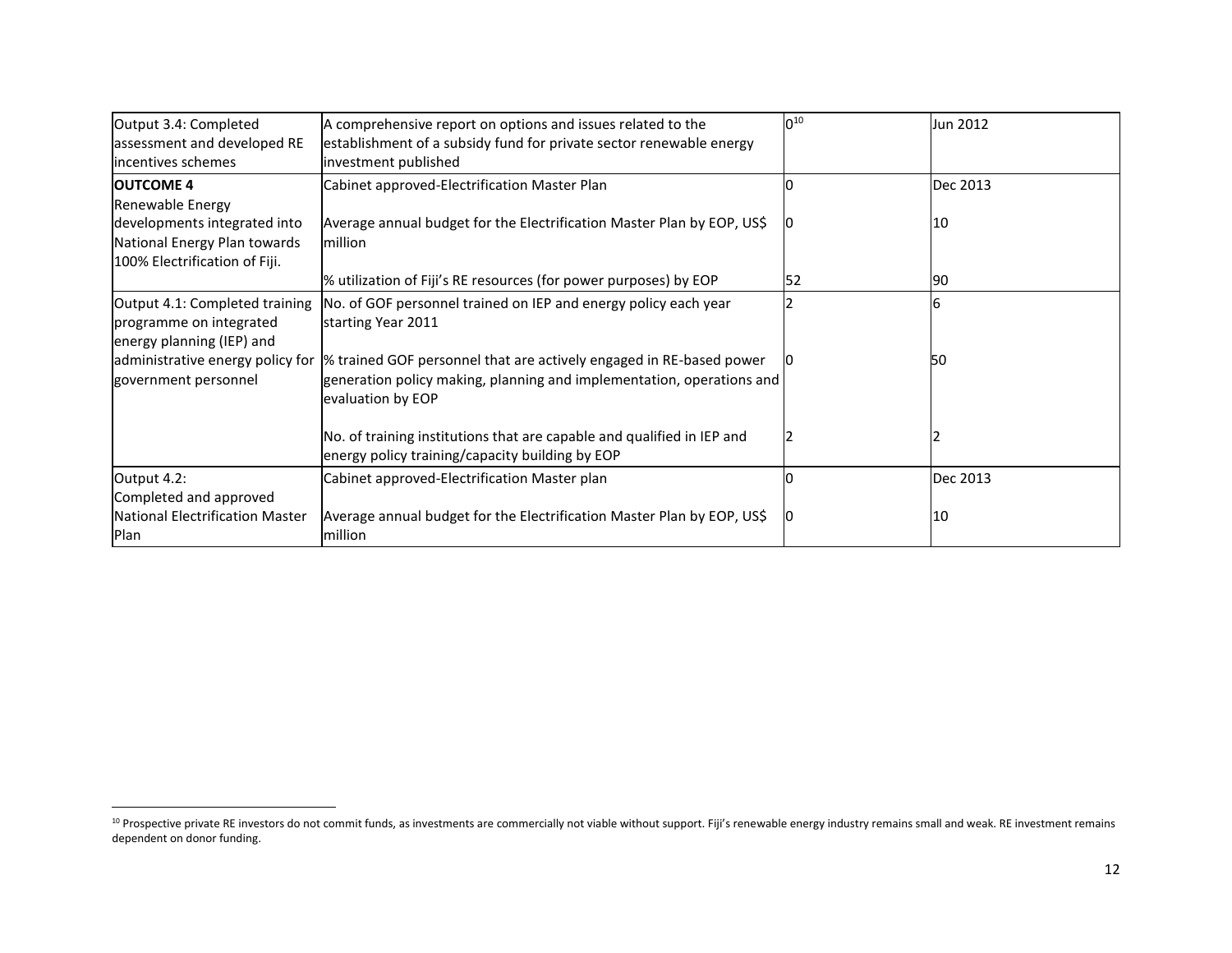| | | | |
|---|---|---|---|
| Output 3.4: Completed assessment and developed RE incentives schemes | A comprehensive report on options and issues related to the establishment of a subsidy fund for private sector renewable energy investment published | 0[10] | Jun 2012 |
| **OUTCOME 4** Renewable Energy developments integrated into National Energy Plan towards 100% Electrification of Fiji. | Cabinet approved-Electrification Master Plan | 0 | Dec 2013 |
| | Average annual budget for the Electrification Master Plan by EOP, US$ million | 0 | 10 |
| | % utilization of Fiji's RE resources (for power purposes) by EOP | 52 | 90 |
| Output 4.1: Completed training programme on integrated energy planning (IEP) and administrative energy policy for government personnel | No. of GOF personnel trained on IEP and energy policy each year starting Year 2011 | 2 | 6 |
| | % trained GOF personnel that are actively engaged in RE-based power generation policy making, planning and implementation, operations and evaluation by EOP | 0 | 50 |
| | No. of training institutions that are capable and qualified in IEP and energy policy training/capacity building by EOP | 2 | 2 |
| Output 4.2: Completed and approved National Electrification Master Plan | Cabinet approved-Electrification Master plan | 0 | Dec 2013 |
| | Average annual budget for the Electrification Master Plan by EOP, US$ million | 0 | 10 |

[10] Prospective private RE investors do not commit funds, as investments are commercially not viable without support. Fiji's renewable energy industry remains small and weak. RE investment remains dependent on donor funding.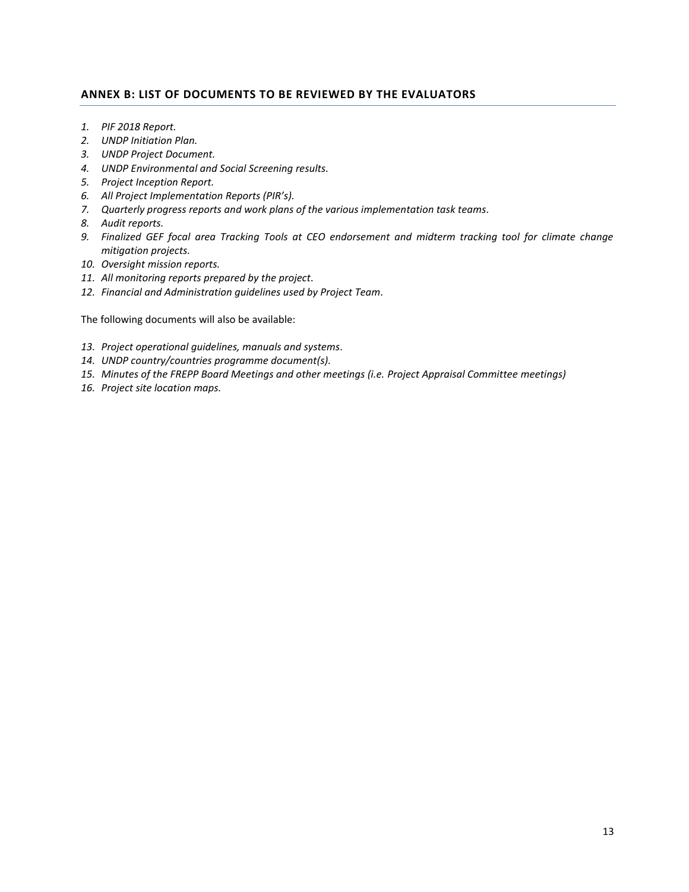## ANNEX B: LIST OF DOCUMENTS TO BE REVIEWED BY THE EVALUATORS

1. *PIF 2018 Report.*
2. *UNDP Initiation Plan.*
3. *UNDP Project Document.*
4. *UNDP Environmental and Social Screening results.*
5. *Project Inception Report.*
6. *All Project Implementation Reports (PIR's).*
7. *Quarterly progress reports and work plans of the various implementation task teams.*
8. *Audit reports.*
9. *Finalized GEF focal area Tracking Tools at CEO endorsement and midterm tracking tool for climate change mitigation projects.*
10. *Oversight mission reports.*
11. *All monitoring reports prepared by the project.*
12. *Financial and Administration guidelines used by Project Team.*

The following documents will also be available:

13. *Project operational guidelines, manuals and systems.*
14. *UNDP country/countries programme document(s).*
15. *Minutes of the FREPP Board Meetings and other meetings (i.e. Project Appraisal Committee meetings)*
16. *Project site location maps.*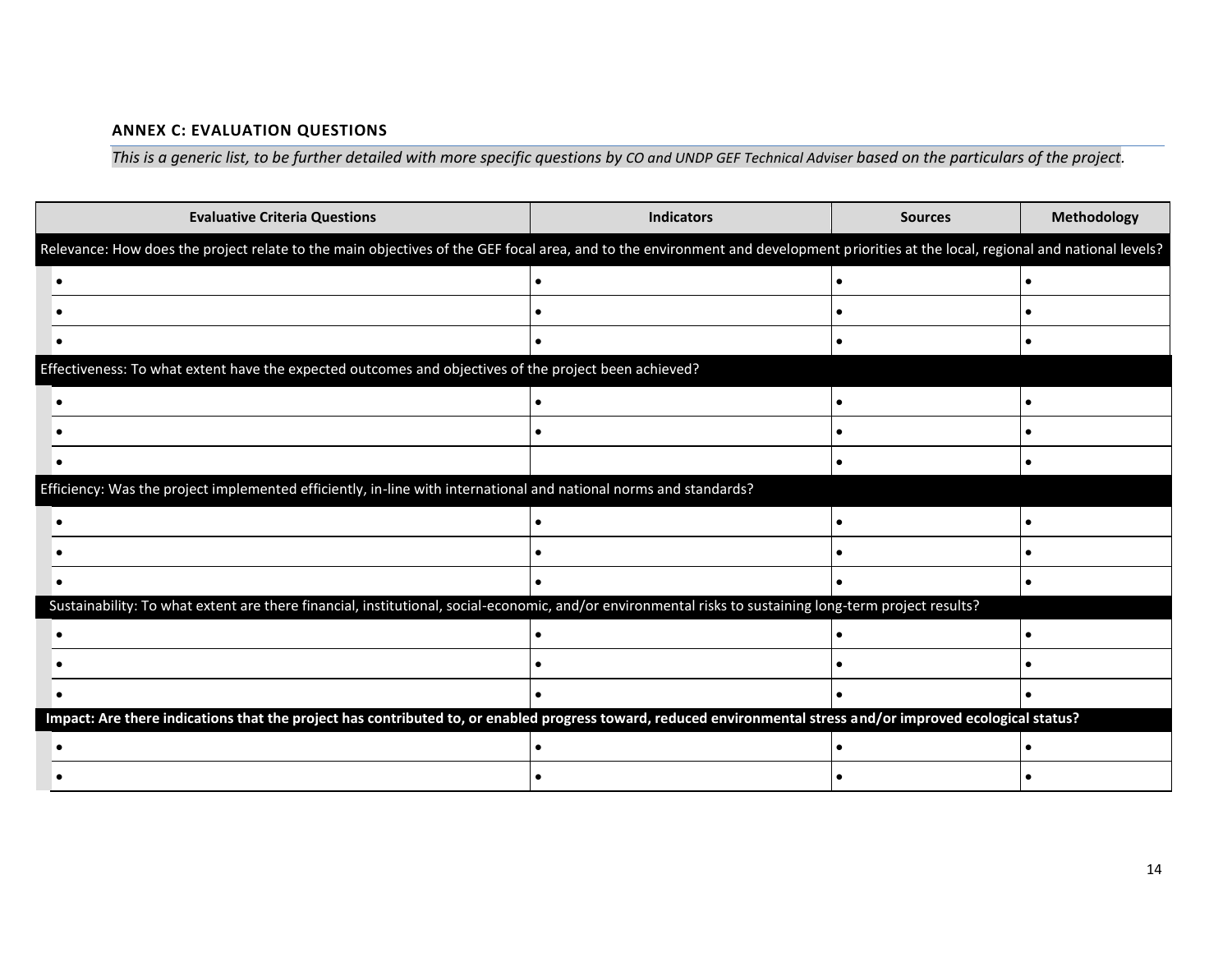### ANNEX C: EVALUATION QUESTIONS

*This is a generic list, to be further detailed with more specific questions by CO and UNDP GEF Technical Adviser based on the particulars of the project.*

| Evaluative Criteria Questions | Indicators | Sources | Methodology |
|---|---|---|---|
| Relevance: How does the project relate to the main objectives of the GEF focal area, and to the environment and development priorities at the local, regional and national levels? | | | |
| • | • | • | • |
| • | • | • | • |
| • | • | • | • |
| Effectiveness: To what extent have the expected outcomes and objectives of the project been achieved? | | | |
| • | • | • | • |
| • | • | • | • |
| • | | • | • |
| Efficiency: Was the project implemented efficiently, in-line with international and national norms and standards? | | | |
| • | • | • | • |
| • | • | • | • |
| • | • | • | • |
| Sustainability: To what extent are there financial, institutional, social-economic, and/or environmental risks to sustaining long-term project results? | | | |
| • | • | • | • |
| • | • | • | • |
| • | • | • | • |
| **Impact: Are there indications that the project has contributed to, or enabled progress toward, reduced environmental stress and/or improved ecological status?** | | | |
| • | • | • | • |
| • | • | • | • |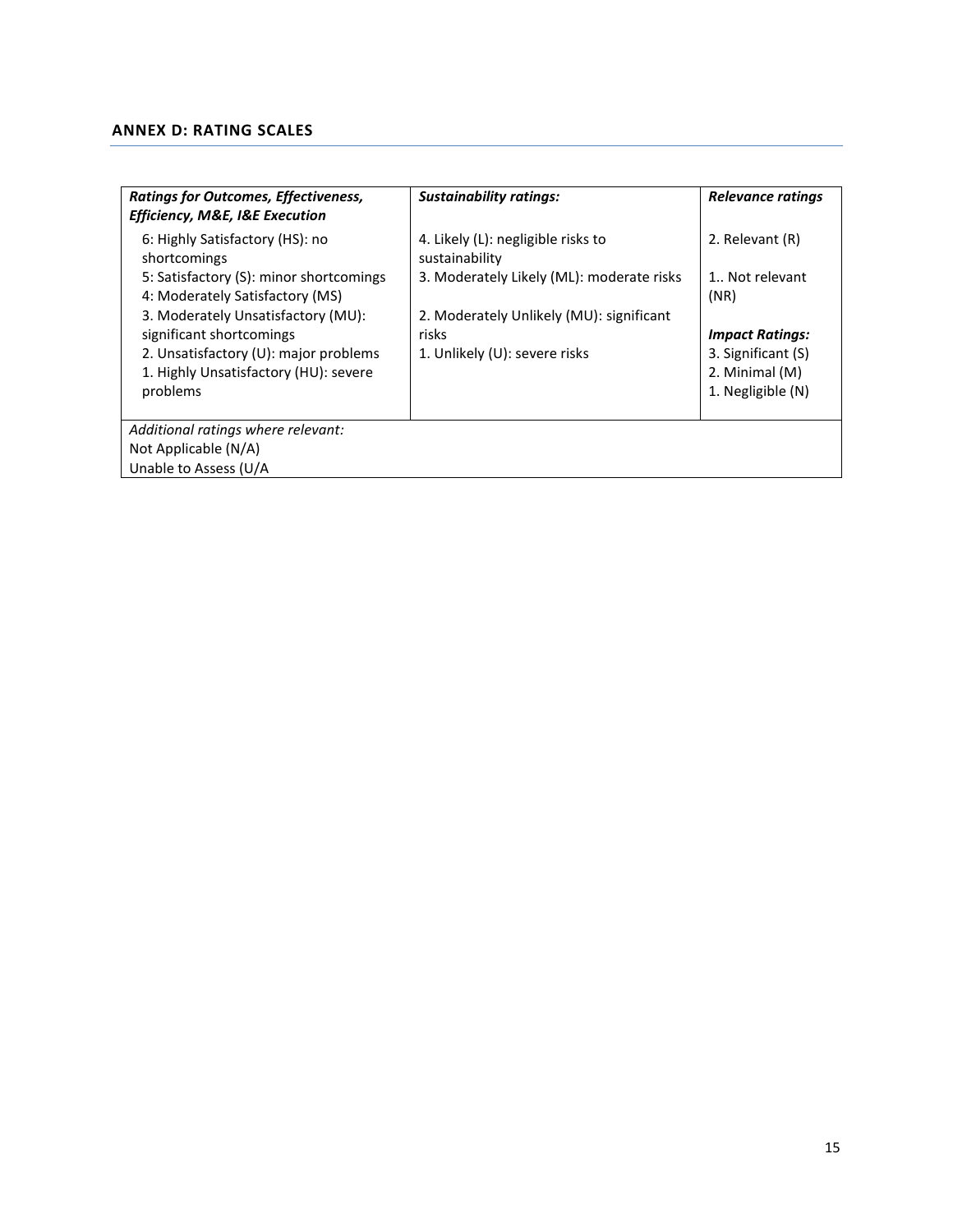## ANNEX D: RATING SCALES

| *Ratings for Outcomes, Effectiveness, Efficiency, M&E, I&E Execution* | *Sustainability ratings:* | *Relevance ratings* |
|---|---|---|
| 6: Highly Satisfactory (HS): no shortcomings<br>5: Satisfactory (S): minor shortcomings<br>4: Moderately Satisfactory (MS)<br>3. Moderately Unsatisfactory (MU): significant shortcomings<br>2. Unsatisfactory (U): major problems<br>1. Highly Unsatisfactory (HU): severe problems | 4. Likely (L): negligible risks to sustainability<br>3. Moderately Likely (ML): moderate risks<br>2. Moderately Unlikely (MU): significant risks<br>1. Unlikely (U): severe risks | 2. Relevant (R)<br>1.. Not relevant (NR)<br>***Impact Ratings:***<br>3. Significant (S)<br>2. Minimal (M)<br>1. Negligible (N) |
| *Additional ratings where relevant:*<br>Not Applicable (N/A)<br>Unable to Assess (U/A | | |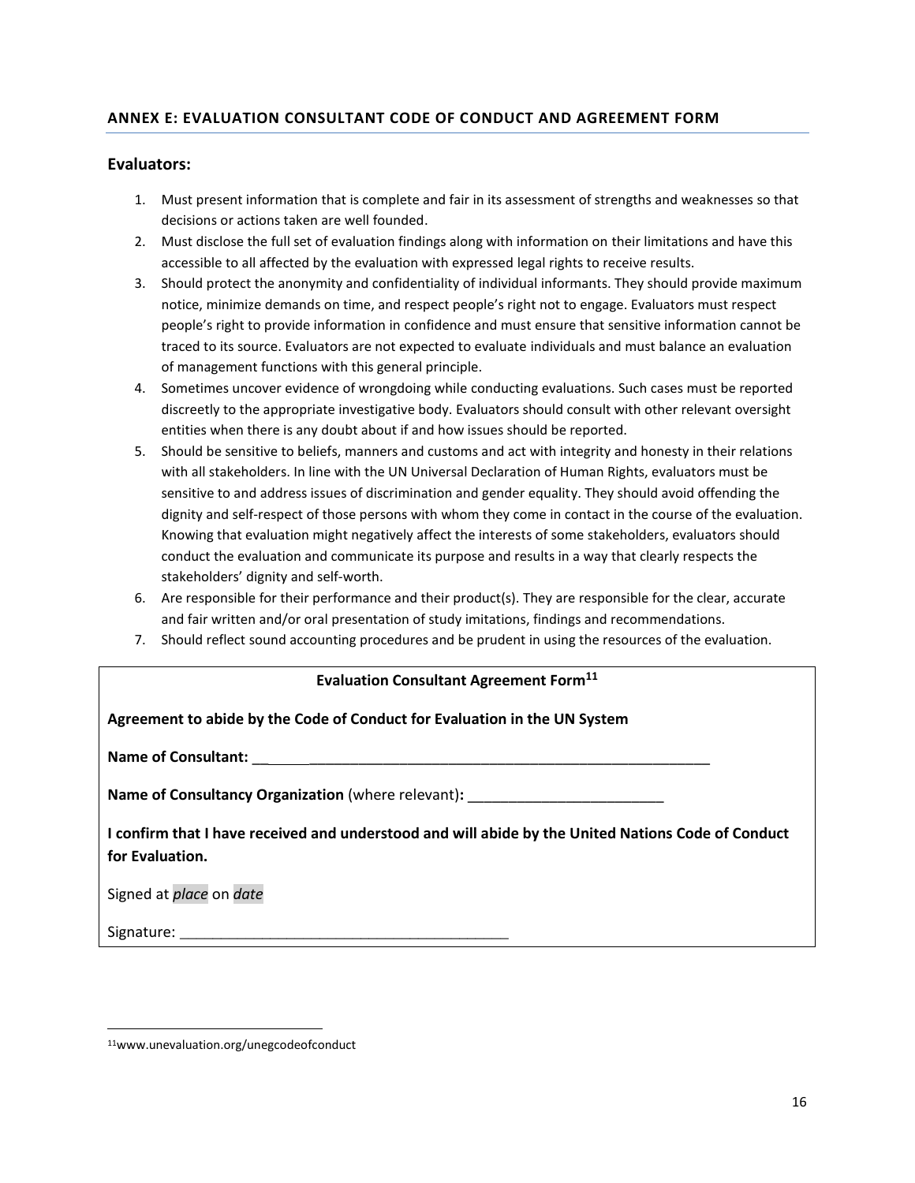## ANNEX E: EVALUATION CONSULTANT CODE OF CONDUCT AND AGREEMENT FORM

### Evaluators:

1. Must present information that is complete and fair in its assessment of strengths and weaknesses so that decisions or actions taken are well founded.
2. Must disclose the full set of evaluation findings along with information on their limitations and have this accessible to all affected by the evaluation with expressed legal rights to receive results.
3. Should protect the anonymity and confidentiality of individual informants. They should provide maximum notice, minimize demands on time, and respect people's right not to engage. Evaluators must respect people's right to provide information in confidence and must ensure that sensitive information cannot be traced to its source. Evaluators are not expected to evaluate individuals and must balance an evaluation of management functions with this general principle.
4. Sometimes uncover evidence of wrongdoing while conducting evaluations. Such cases must be reported discreetly to the appropriate investigative body. Evaluators should consult with other relevant oversight entities when there is any doubt about if and how issues should be reported.
5. Should be sensitive to beliefs, manners and customs and act with integrity and honesty in their relations with all stakeholders. In line with the UN Universal Declaration of Human Rights, evaluators must be sensitive to and address issues of discrimination and gender equality. They should avoid offending the dignity and self-respect of those persons with whom they come in contact in the course of the evaluation. Knowing that evaluation might negatively affect the interests of some stakeholders, evaluators should conduct the evaluation and communicate its purpose and results in a way that clearly respects the stakeholders' dignity and self-worth.
6. Are responsible for their performance and their product(s). They are responsible for the clear, accurate and fair written and/or oral presentation of study imitations, findings and recommendations.
7. Should reflect sound accounting procedures and be prudent in using the resources of the evaluation.

**Evaluation Consultant Agreement Form**[11]

**Agreement to abide by the Code of Conduct for Evaluation in the UN System**

**Name of Consultant:** ________________________________________________________________

**Name of Consultancy Organization** (where relevant)**:** ________________________

**I confirm that I have received and understood and will abide by the United Nations Code of Conduct for Evaluation.**

Signed at *place* on *date*

Signature: ________________________________________

---

[11] www.unevaluation.org/unegcodeofconduct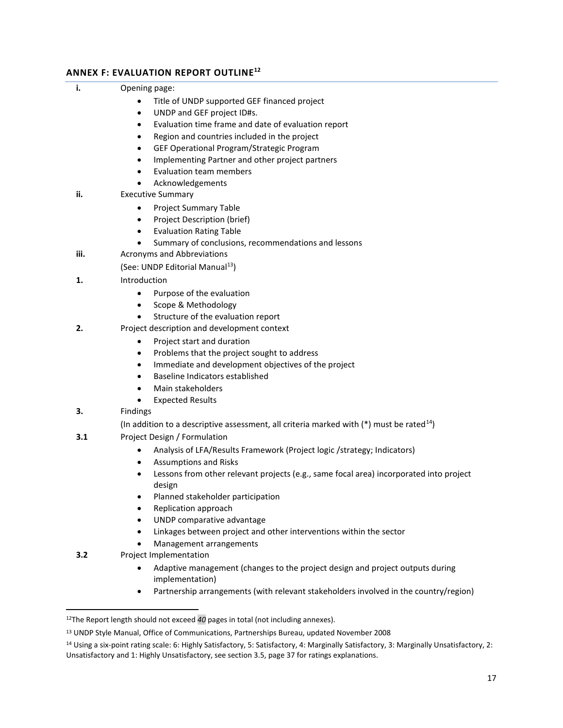## ANNEX F: EVALUATION REPORT OUTLINE[12]

**i.** Opening page:

- Title of UNDP supported GEF financed project
- UNDP and GEF project ID#s.
- Evaluation time frame and date of evaluation report
- Region and countries included in the project
- GEF Operational Program/Strategic Program
- Implementing Partner and other project partners
- Evaluation team members
- Acknowledgements

**ii.** Executive Summary

- Project Summary Table
- Project Description (brief)
- Evaluation Rating Table
- Summary of conclusions, recommendations and lessons

**iii.** Acronyms and Abbreviations

(See: UNDP Editorial Manual[13])

**1.** Introduction

- Purpose of the evaluation
- Scope & Methodology
- Structure of the evaluation report

**2.** Project description and development context

- Project start and duration
- Problems that the project sought to address
- Immediate and development objectives of the project
- Baseline Indicators established
- Main stakeholders
- Expected Results

**3.** Findings

(In addition to a descriptive assessment, all criteria marked with (*) must be rated[14])

**3.1** Project Design / Formulation

- Analysis of LFA/Results Framework (Project logic /strategy; Indicators)
- Assumptions and Risks
- Lessons from other relevant projects (e.g., same focal area) incorporated into project design
- Planned stakeholder participation
- Replication approach
- UNDP comparative advantage
- Linkages between project and other interventions within the sector
- Management arrangements

**3.2** Project Implementation

- Adaptive management (changes to the project design and project outputs during implementation)
- Partnership arrangements (with relevant stakeholders involved in the country/region)

---

[12] The Report length should not exceed *40* pages in total (not including annexes).

[13] UNDP Style Manual, Office of Communications, Partnerships Bureau, updated November 2008

[14] Using a six-point rating scale: 6: Highly Satisfactory, 5: Satisfactory, 4: Marginally Satisfactory, 3: Marginally Unsatisfactory, 2: Unsatisfactory and 1: Highly Unsatisfactory, see section 3.5, page 37 for ratings explanations.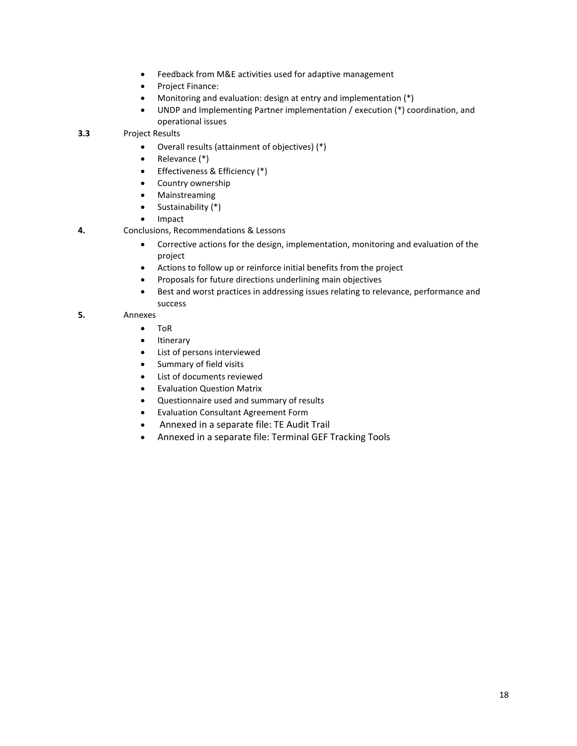- Feedback from M&E activities used for adaptive management
- Project Finance:
- Monitoring and evaluation: design at entry and implementation (*)
- UNDP and Implementing Partner implementation / execution (*) coordination, and operational issues

**3.3** Project Results

- Overall results (attainment of objectives) (*)
- Relevance (*)
- Effectiveness & Efficiency (*)
- Country ownership
- Mainstreaming
- Sustainability (*)
- Impact

**4.** Conclusions, Recommendations & Lessons

- Corrective actions for the design, implementation, monitoring and evaluation of the project
- Actions to follow up or reinforce initial benefits from the project
- Proposals for future directions underlining main objectives
- Best and worst practices in addressing issues relating to relevance, performance and success

**5.** Annexes

- ToR
- Itinerary
- List of persons interviewed
- Summary of field visits
- List of documents reviewed
- Evaluation Question Matrix
- Questionnaire used and summary of results
- Evaluation Consultant Agreement Form
- Annexed in a separate file: TE Audit Trail
- Annexed in a separate file: Terminal GEF Tracking Tools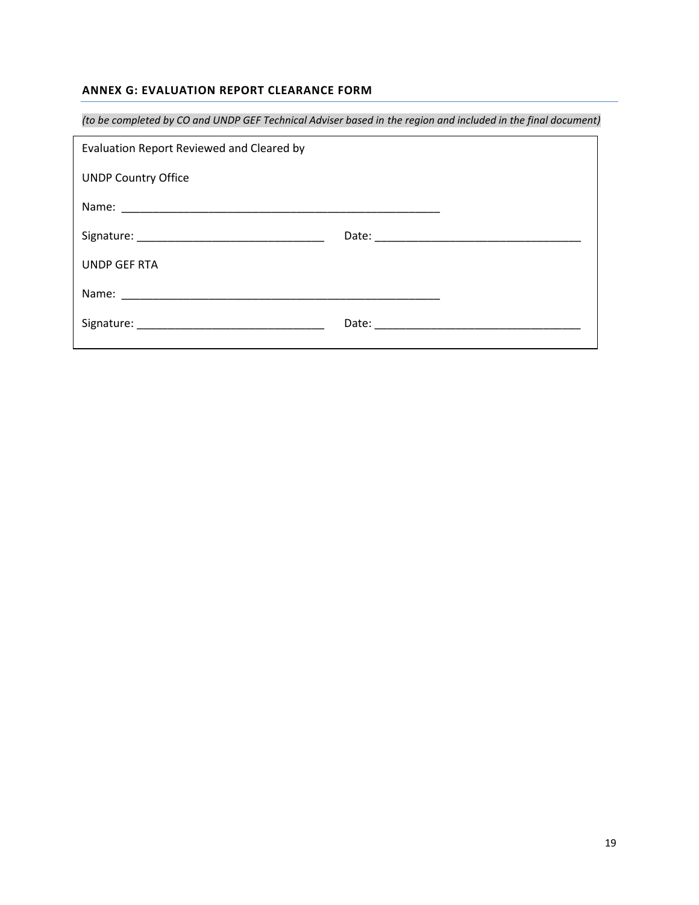### ANNEX G: EVALUATION REPORT CLEARANCE FORM

*(to be completed by CO and UNDP GEF Technical Adviser based in the region and included in the final document)*

Evaluation Report Reviewed and Cleared by

UNDP Country Office

Name: ________________________________________________

Signature: ____________________________ Date: _________________________________

UNDP GEF RTA

Name: ________________________________________________

Signature: ____________________________ Date: _________________________________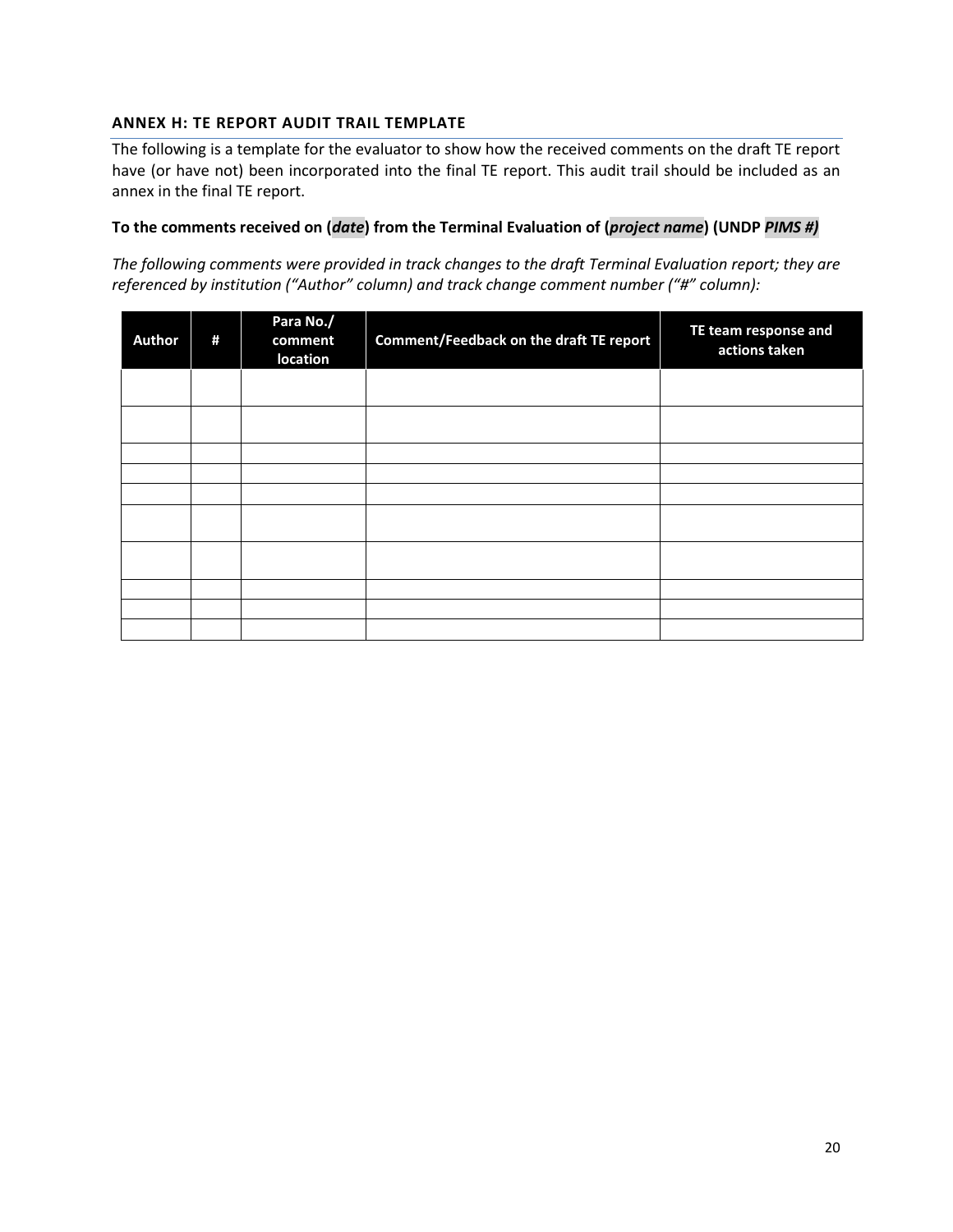### ANNEX H: TE REPORT AUDIT TRAIL TEMPLATE

The following is a template for the evaluator to show how the received comments on the draft TE report have (or have not) been incorporated into the final TE report. This audit trail should be included as an annex in the final TE report.

**To the comments received on (*date*) from the Terminal Evaluation of (*project name*) (UNDP *PIMS #)***

*The following comments were provided in track changes to the draft Terminal Evaluation report; they are referenced by institution ("Author" column) and track change comment number ("#" column):*

| Author | # | Para No./ comment location | Comment/Feedback on the draft TE report | TE team response and actions taken |
|---|---|---|---|---|
| | | | | |
| | | | | |
| | | | | |
| | | | | |
| | | | | |
| | | | | |
| | | | | |
| | | | | |
| | | | | |
| | | | | |